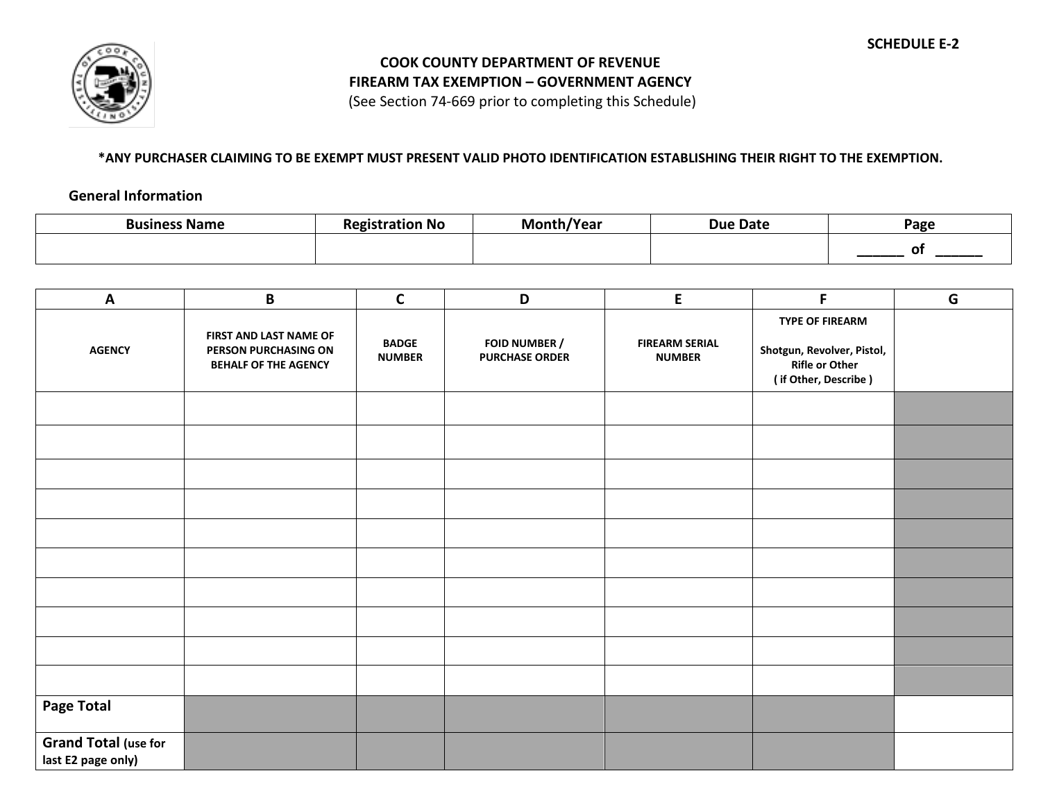SCHEDULE E-2

# COOK COUNTY DEPARTMENT OF REVENUE
## FIREARM TAX EXEMPTION – GOVERNMENT AGENCY
(See Section 74-669 prior to completing this Schedule)

**\*ANY PURCHASER CLAIMING TO BE EXEMPT MUST PRESENT VALID PHOTO IDENTIFICATION ESTABLISHING THEIR RIGHT TO THE EXEMPTION.**

### General Information

| Business Name | Registration No | Month/Year | Due Date | Page |
|---|---|---|---|---|
| | | | | ______ of ______ |

| A | B | C | D | E | F | G |
|---|---|---|---|---|---|---|
| AGENCY | FIRST AND LAST NAME OF PERSON PURCHASING ON BEHALF OF THE AGENCY | BADGE NUMBER | FOID NUMBER / PURCHASE ORDER | FIREARM SERIAL NUMBER | TYPE OF FIREARM<br>Shotgun, Revolver, Pistol, Rifle or Other<br>( if Other, Describe ) | |
| | | | | | | |
| | | | | | | |
| | | | | | | |
| | | | | | | |
| | | | | | | |
| | | | | | | |
| | | | | | | |
| | | | | | | |
| | | | | | | |
| | | | | | | |
| **Page Total** | | | | | | |
| **Grand Total** (use for last E2 page only) | | | | | | |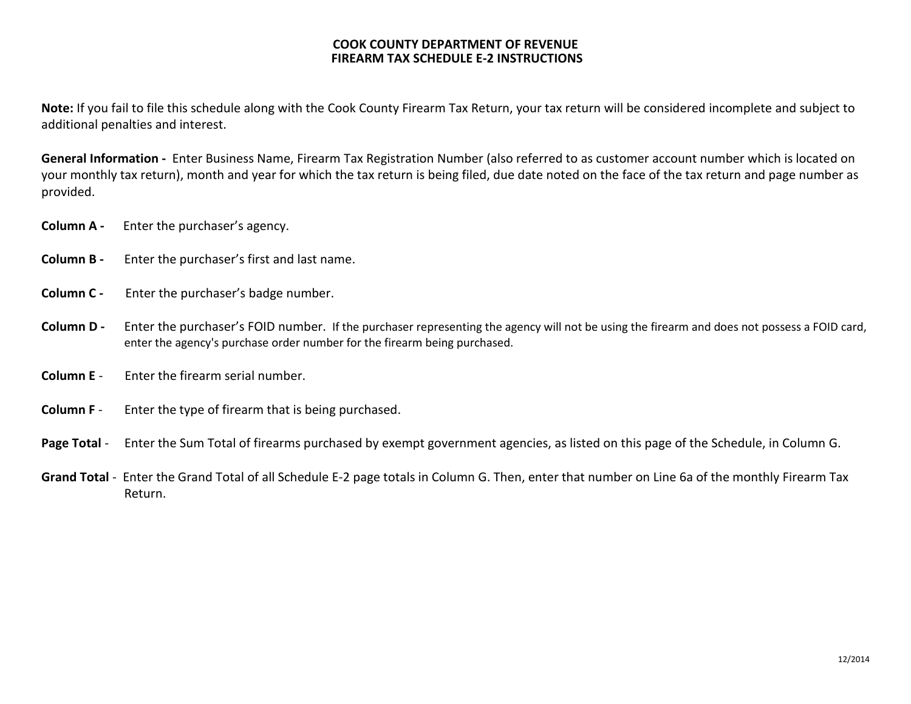# COOK COUNTY DEPARTMENT OF REVENUE
## FIREARM TAX SCHEDULE E-2 INSTRUCTIONS

**Note:** If you fail to file this schedule along with the Cook County Firearm Tax Return, your tax return will be considered incomplete and subject to additional penalties and interest.

**General Information -** Enter Business Name, Firearm Tax Registration Number (also referred to as customer account number which is located on your monthly tax return), month and year for which the tax return is being filed, due date noted on the face of the tax return and page number as provided.

**Column A -** Enter the purchaser's agency.

**Column B -** Enter the purchaser's first and last name.

**Column C -** Enter the purchaser's badge number.

**Column D -** Enter the purchaser's FOID number. If the purchaser representing the agency will not be using the firearm and does not possess a FOID card, enter the agency's purchase order number for the firearm being purchased.

**Column E** - Enter the firearm serial number.

**Column F** - Enter the type of firearm that is being purchased.

**Page Total** - Enter the Sum Total of firearms purchased by exempt government agencies, as listed on this page of the Schedule, in Column G.

**Grand Total** - Enter the Grand Total of all Schedule E-2 page totals in Column G. Then, enter that number on Line 6a of the monthly Firearm Tax Return.

12/2014